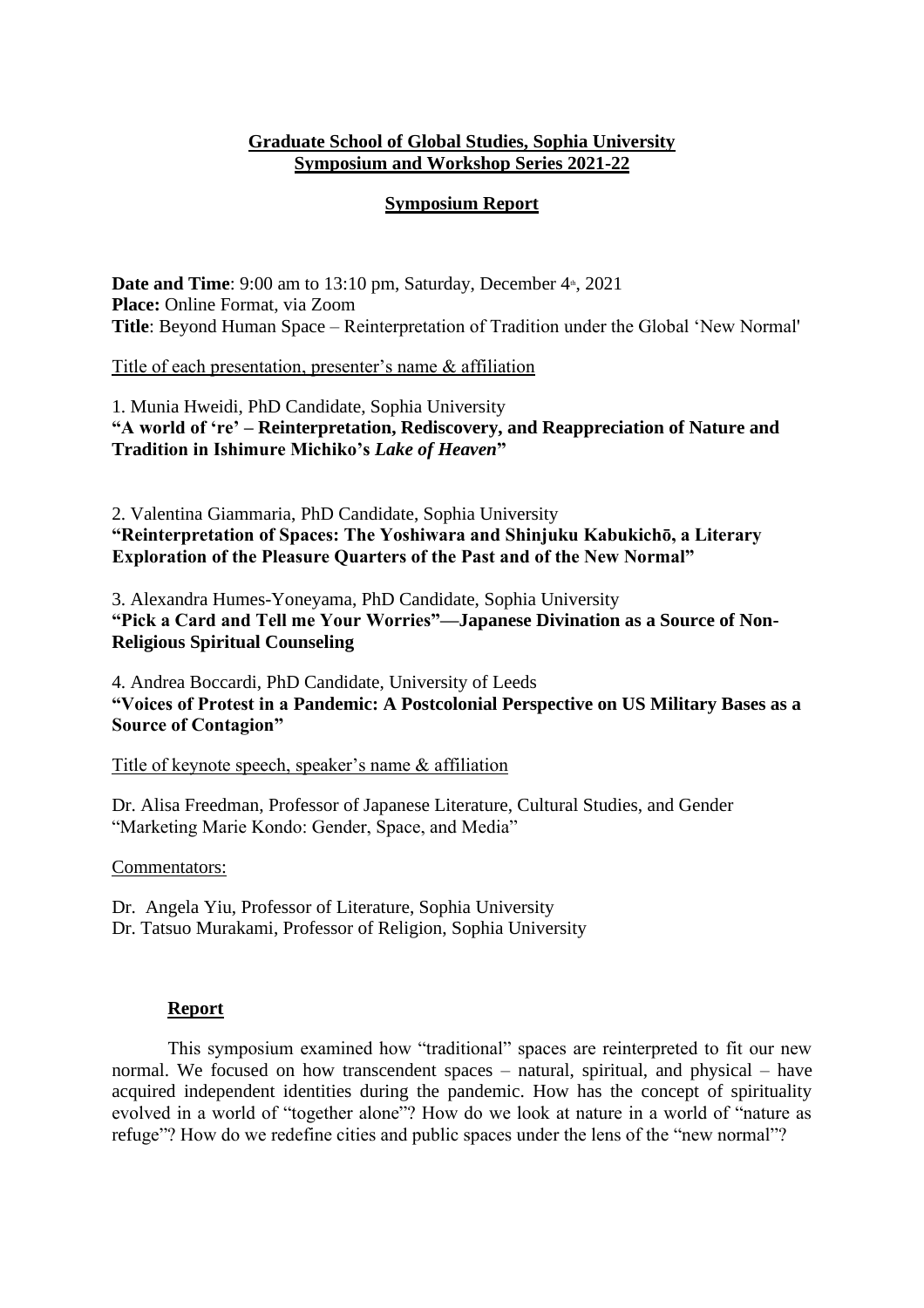**Graduate School of Global Studies, Sophia University**
**Symposium and Workshop Series 2021-22**

**Symposium Report**

**Date and Time**: 9:00 am to 13:10 pm, Saturday, December 4th, 2021
**Place:** Online Format, via Zoom
**Title**: Beyond Human Space – Reinterpretation of Tradition under the Global 'New Normal'

Title of each presentation, presenter's name & affiliation

1. Munia Hweidi, PhD Candidate, Sophia University
**"A world of 're' – Reinterpretation, Rediscovery, and Reappreciation of Nature and Tradition in Ishimure Michiko's *Lake of Heaven*"**

2. Valentina Giammaria, PhD Candidate, Sophia University
**"Reinterpretation of Spaces: The Yoshiwara and Shinjuku Kabukichō, a Literary Exploration of the Pleasure Quarters of the Past and of the New Normal"**

3. Alexandra Humes-Yoneyama, PhD Candidate, Sophia University
**"Pick a Card and Tell me Your Worries"—Japanese Divination as a Source of Non-Religious Spiritual Counseling**

4. Andrea Boccardi, PhD Candidate, University of Leeds
**"Voices of Protest in a Pandemic: A Postcolonial Perspective on US Military Bases as a Source of Contagion"**

Title of keynote speech, speaker's name & affiliation

Dr. Alisa Freedman, Professor of Japanese Literature, Cultural Studies, and Gender
"Marketing Marie Kondo: Gender, Space, and Media"

Commentators:

Dr. Angela Yiu, Professor of Literature, Sophia University
Dr. Tatsuo Murakami, Professor of Religion, Sophia University

## Report

This symposium examined how "traditional" spaces are reinterpreted to fit our new normal. We focused on how transcendent spaces – natural, spiritual, and physical – have acquired independent identities during the pandemic. How has the concept of spirituality evolved in a world of "together alone"? How do we look at nature in a world of "nature as refuge"? How do we redefine cities and public spaces under the lens of the "new normal"?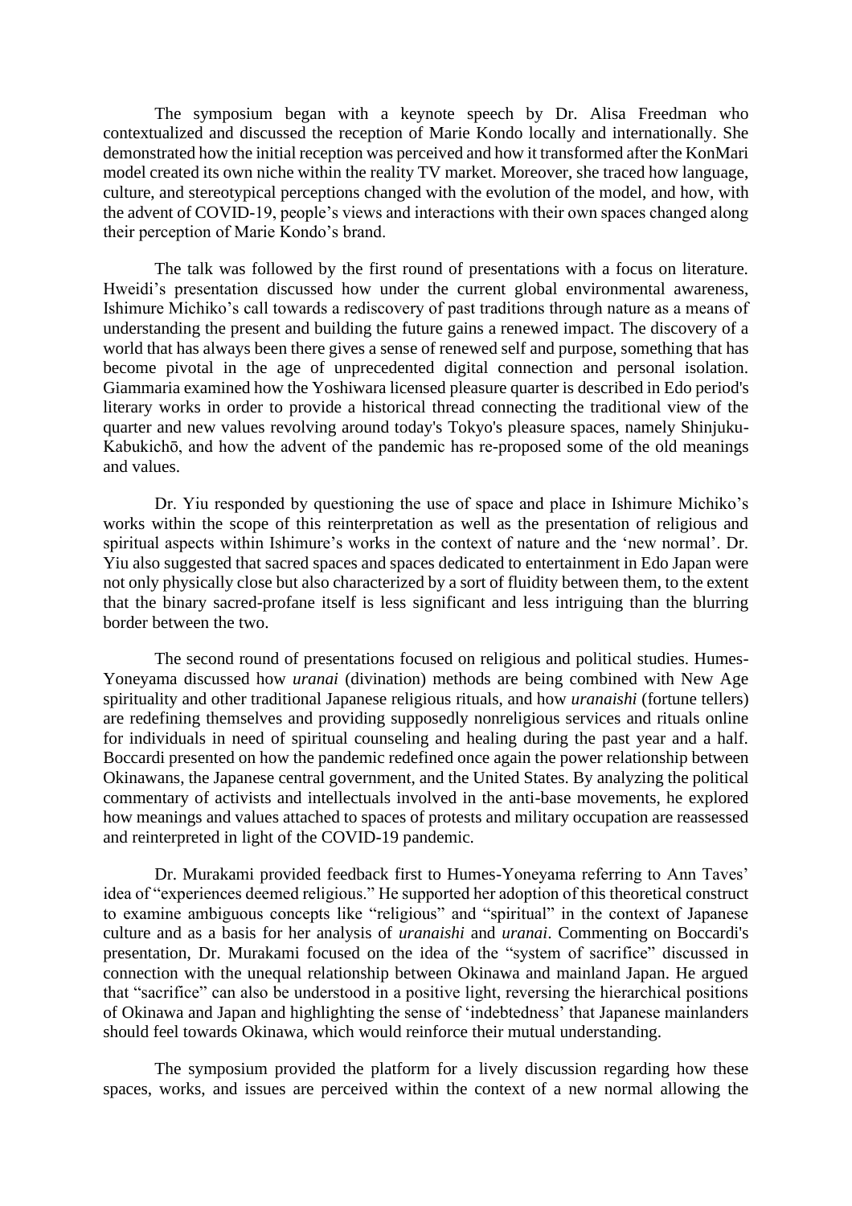The symposium began with a keynote speech by Dr. Alisa Freedman who contextualized and discussed the reception of Marie Kondo locally and internationally. She demonstrated how the initial reception was perceived and how it transformed after the KonMari model created its own niche within the reality TV market. Moreover, she traced how language, culture, and stereotypical perceptions changed with the evolution of the model, and how, with the advent of COVID-19, people's views and interactions with their own spaces changed along their perception of Marie Kondo's brand.

The talk was followed by the first round of presentations with a focus on literature. Hweidi's presentation discussed how under the current global environmental awareness, Ishimure Michiko's call towards a rediscovery of past traditions through nature as a means of understanding the present and building the future gains a renewed impact. The discovery of a world that has always been there gives a sense of renewed self and purpose, something that has become pivotal in the age of unprecedented digital connection and personal isolation. Giammaria examined how the Yoshiwara licensed pleasure quarter is described in Edo period's literary works in order to provide a historical thread connecting the traditional view of the quarter and new values revolving around today's Tokyo's pleasure spaces, namely Shinjuku-Kabukichō, and how the advent of the pandemic has re-proposed some of the old meanings and values.

Dr. Yiu responded by questioning the use of space and place in Ishimure Michiko's works within the scope of this reinterpretation as well as the presentation of religious and spiritual aspects within Ishimure's works in the context of nature and the 'new normal'. Dr. Yiu also suggested that sacred spaces and spaces dedicated to entertainment in Edo Japan were not only physically close but also characterized by a sort of fluidity between them, to the extent that the binary sacred-profane itself is less significant and less intriguing than the blurring border between the two.

The second round of presentations focused on religious and political studies. Humes-Yoneyama discussed how *uranai* (divination) methods are being combined with New Age spirituality and other traditional Japanese religious rituals, and how *uranaishi* (fortune tellers) are redefining themselves and providing supposedly nonreligious services and rituals online for individuals in need of spiritual counseling and healing during the past year and a half. Boccardi presented on how the pandemic redefined once again the power relationship between Okinawans, the Japanese central government, and the United States. By analyzing the political commentary of activists and intellectuals involved in the anti-base movements, he explored how meanings and values attached to spaces of protests and military occupation are reassessed and reinterpreted in light of the COVID-19 pandemic.

Dr. Murakami provided feedback first to Humes-Yoneyama referring to Ann Taves' idea of "experiences deemed religious." He supported her adoption of this theoretical construct to examine ambiguous concepts like "religious" and "spiritual" in the context of Japanese culture and as a basis for her analysis of *uranaishi* and *uranai*. Commenting on Boccardi's presentation, Dr. Murakami focused on the idea of the "system of sacrifice" discussed in connection with the unequal relationship between Okinawa and mainland Japan. He argued that "sacrifice" can also be understood in a positive light, reversing the hierarchical positions of Okinawa and Japan and highlighting the sense of 'indebtedness' that Japanese mainlanders should feel towards Okinawa, which would reinforce their mutual understanding.

The symposium provided the platform for a lively discussion regarding how these spaces, works, and issues are perceived within the context of a new normal allowing the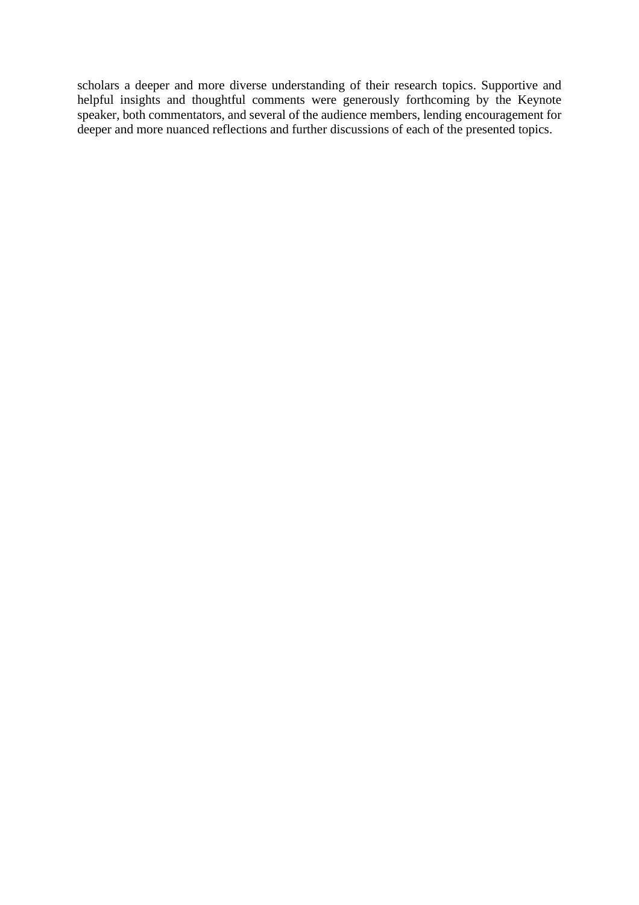scholars a deeper and more diverse understanding of their research topics. Supportive and helpful insights and thoughtful comments were generously forthcoming by the Keynote speaker, both commentators, and several of the audience members, lending encouragement for deeper and more nuanced reflections and further discussions of each of the presented topics.